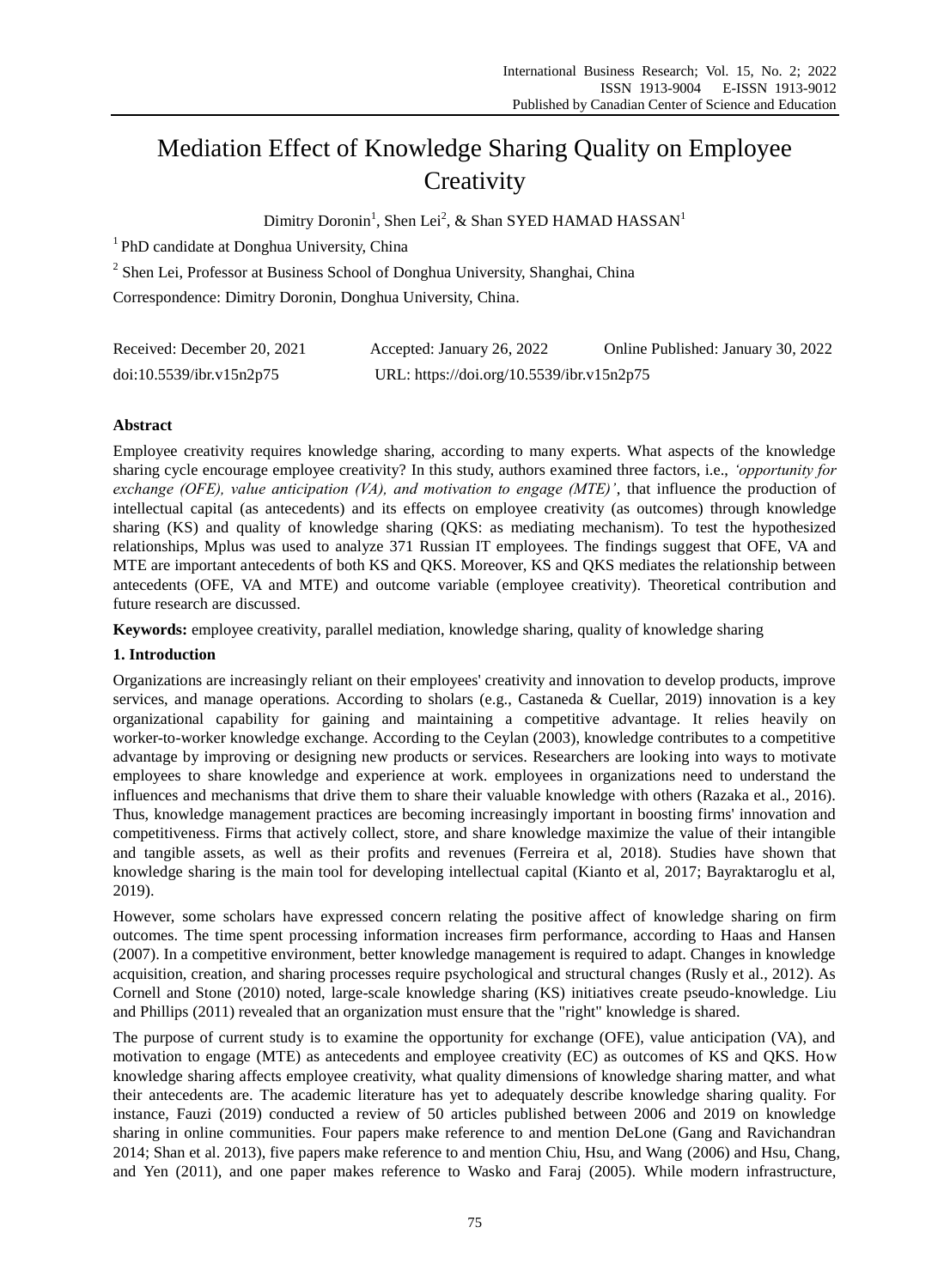# Mediation Effect of Knowledge Sharing Quality on Employee Creativity

Dimitry Doronin[1], Shen Lei[2], & Shan SYED HAMAD HASSAN[1]

[1] PhD candidate at Donghua University, China

[2] Shen Lei, Professor at Business School of Donghua University, Shanghai, China

Correspondence: Dimitry Doronin, Donghua University, China.

Received: December 20, 2021 Accepted: January 26, 2022 Online Published: January 30, 2022

doi:10.5539/ibr.v15n2p75 URL: https://doi.org/10.5539/ibr.v15n2p75

## Abstract

Employee creativity requires knowledge sharing, according to many experts. What aspects of the knowledge sharing cycle encourage employee creativity? In this study, authors examined three factors, i.e., *'opportunity for exchange (OFE), value anticipation (VA), and motivation to engage (MTE)'*, that influence the production of intellectual capital (as antecedents) and its effects on employee creativity (as outcomes) through knowledge sharing (KS) and quality of knowledge sharing (QKS: as mediating mechanism). To test the hypothesized relationships, Mplus was used to analyze 371 Russian IT employees. The findings suggest that OFE, VA and MTE are important antecedents of both KS and QKS. Moreover, KS and QKS mediates the relationship between antecedents (OFE, VA and MTE) and outcome variable (employee creativity). Theoretical contribution and future research are discussed.

**Keywords:** employee creativity, parallel mediation, knowledge sharing, quality of knowledge sharing

## 1. Introduction

Organizations are increasingly reliant on their employees' creativity and innovation to develop products, improve services, and manage operations. According to sholars (e.g., Castaneda & Cuellar, 2019) innovation is a key organizational capability for gaining and maintaining a competitive advantage. It relies heavily on worker-to-worker knowledge exchange. According to the Ceylan (2003), knowledge contributes to a competitive advantage by improving or designing new products or services. Researchers are looking into ways to motivate employees to share knowledge and experience at work. employees in organizations need to understand the influences and mechanisms that drive them to share their valuable knowledge with others (Razaka et al., 2016). Thus, knowledge management practices are becoming increasingly important in boosting firms' innovation and competitiveness. Firms that actively collect, store, and share knowledge maximize the value of their intangible and tangible assets, as well as their profits and revenues (Ferreira et al, 2018). Studies have shown that knowledge sharing is the main tool for developing intellectual capital (Kianto et al, 2017; Bayraktaroglu et al, 2019).

However, some scholars have expressed concern relating the positive affect of knowledge sharing on firm outcomes. The time spent processing information increases firm performance, according to Haas and Hansen (2007). In a competitive environment, better knowledge management is required to adapt. Changes in knowledge acquisition, creation, and sharing processes require psychological and structural changes (Rusly et al., 2012). As Cornell and Stone (2010) noted, large-scale knowledge sharing (KS) initiatives create pseudo-knowledge. Liu and Phillips (2011) revealed that an organization must ensure that the "right" knowledge is shared.

The purpose of current study is to examine the opportunity for exchange (OFE), value anticipation (VA), and motivation to engage (MTE) as antecedents and employee creativity (EC) as outcomes of KS and QKS. How knowledge sharing affects employee creativity, what quality dimensions of knowledge sharing matter, and what their antecedents are. The academic literature has yet to adequately describe knowledge sharing quality. For instance, Fauzi (2019) conducted a review of 50 articles published between 2006 and 2019 on knowledge sharing in online communities. Four papers make reference to and mention DeLone (Gang and Ravichandran 2014; Shan et al. 2013), five papers make reference to and mention Chiu, Hsu, and Wang (2006) and Hsu, Chang, and Yen (2011), and one paper makes reference to Wasko and Faraj (2005). While modern infrastructure,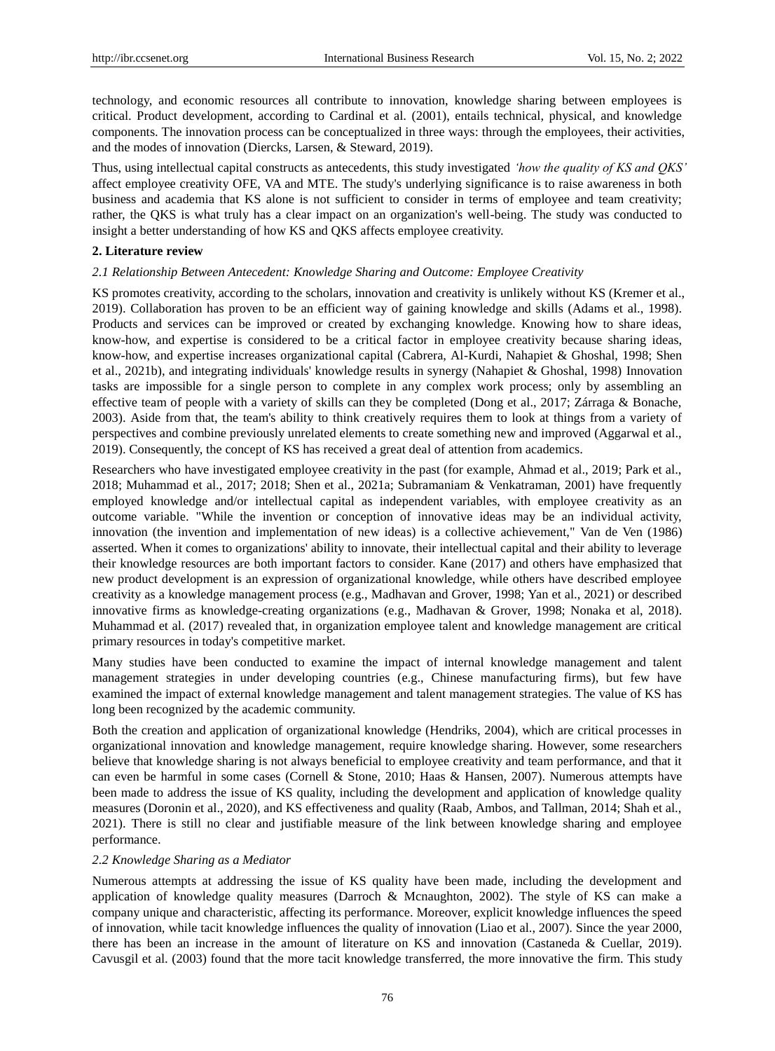technology, and economic resources all contribute to innovation, knowledge sharing between employees is critical. Product development, according to Cardinal et al. (2001), entails technical, physical, and knowledge components. The innovation process can be conceptualized in three ways: through the employees, their activities, and the modes of innovation (Diercks, Larsen, & Steward, 2019).

Thus, using intellectual capital constructs as antecedents, this study investigated *'how the quality of KS and QKS'* affect employee creativity OFE, VA and MTE. The study's underlying significance is to raise awareness in both business and academia that KS alone is not sufficient to consider in terms of employee and team creativity; rather, the QKS is what truly has a clear impact on an organization's well-being. The study was conducted to insight a better understanding of how KS and QKS affects employee creativity.

## 2. Literature review

### *2.1 Relationship Between Antecedent: Knowledge Sharing and Outcome: Employee Creativity*

KS promotes creativity, according to the scholars, innovation and creativity is unlikely without KS (Kremer et al., 2019). Collaboration has proven to be an efficient way of gaining knowledge and skills (Adams et al., 1998). Products and services can be improved or created by exchanging knowledge. Knowing how to share ideas, know-how, and expertise is considered to be a critical factor in employee creativity because sharing ideas, know-how, and expertise increases organizational capital (Cabrera, Al-Kurdi, Nahapiet & Ghoshal, 1998; Shen et al., 2021b), and integrating individuals' knowledge results in synergy (Nahapiet & Ghoshal, 1998) Innovation tasks are impossible for a single person to complete in any complex work process; only by assembling an effective team of people with a variety of skills can they be completed (Dong et al., 2017; Zárraga & Bonache, 2003). Aside from that, the team's ability to think creatively requires them to look at things from a variety of perspectives and combine previously unrelated elements to create something new and improved (Aggarwal et al., 2019). Consequently, the concept of KS has received a great deal of attention from academics.

Researchers who have investigated employee creativity in the past (for example, Ahmad et al., 2019; Park et al., 2018; Muhammad et al., 2017; 2018; Shen et al., 2021a; Subramaniam & Venkatraman, 2001) have frequently employed knowledge and/or intellectual capital as independent variables, with employee creativity as an outcome variable. "While the invention or conception of innovative ideas may be an individual activity, innovation (the invention and implementation of new ideas) is a collective achievement," Van de Ven (1986) asserted. When it comes to organizations' ability to innovate, their intellectual capital and their ability to leverage their knowledge resources are both important factors to consider. Kane (2017) and others have emphasized that new product development is an expression of organizational knowledge, while others have described employee creativity as a knowledge management process (e.g., Madhavan and Grover, 1998; Yan et al., 2021) or described innovative firms as knowledge-creating organizations (e.g., Madhavan & Grover, 1998; Nonaka et al, 2018). Muhammad et al. (2017) revealed that, in organization employee talent and knowledge management are critical primary resources in today's competitive market.

Many studies have been conducted to examine the impact of internal knowledge management and talent management strategies in under developing countries (e.g., Chinese manufacturing firms), but few have examined the impact of external knowledge management and talent management strategies. The value of KS has long been recognized by the academic community.

Both the creation and application of organizational knowledge (Hendriks, 2004), which are critical processes in organizational innovation and knowledge management, require knowledge sharing. However, some researchers believe that knowledge sharing is not always beneficial to employee creativity and team performance, and that it can even be harmful in some cases (Cornell & Stone, 2010; Haas & Hansen, 2007). Numerous attempts have been made to address the issue of KS quality, including the development and application of knowledge quality measures (Doronin et al., 2020), and KS effectiveness and quality (Raab, Ambos, and Tallman, 2014; Shah et al., 2021). There is still no clear and justifiable measure of the link between knowledge sharing and employee performance.

### *2.2 Knowledge Sharing as a Mediator*

Numerous attempts at addressing the issue of KS quality have been made, including the development and application of knowledge quality measures (Darroch & Mcnaughton, 2002). The style of KS can make a company unique and characteristic, affecting its performance. Moreover, explicit knowledge influences the speed of innovation, while tacit knowledge influences the quality of innovation (Liao et al., 2007). Since the year 2000, there has been an increase in the amount of literature on KS and innovation (Castaneda & Cuellar, 2019). Cavusgil et al. (2003) found that the more tacit knowledge transferred, the more innovative the firm. This study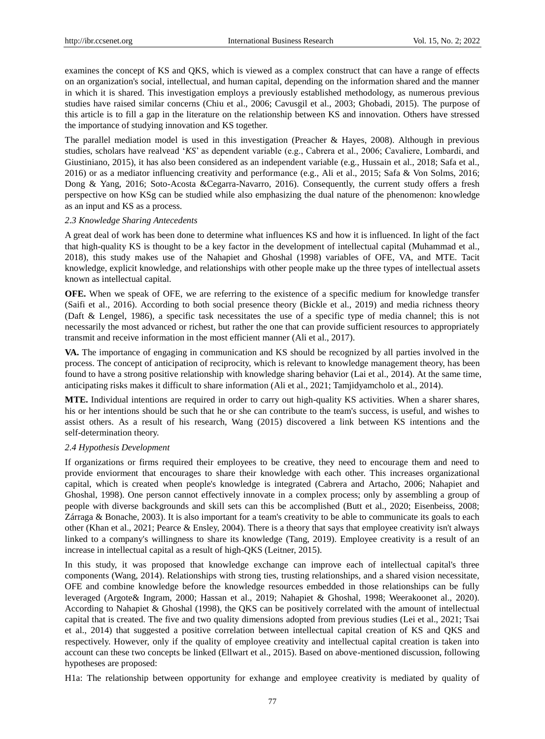examines the concept of KS and QKS, which is viewed as a complex construct that can have a range of effects on an organization's social, intellectual, and human capital, depending on the information shared and the manner in which it is shared. This investigation employs a previously established methodology, as numerous previous studies have raised similar concerns (Chiu et al., 2006; Cavusgil et al., 2003; Ghobadi, 2015). The purpose of this article is to fill a gap in the literature on the relationship between KS and innovation. Others have stressed the importance of studying innovation and KS together.

The parallel mediation model is used in this investigation (Preacher & Hayes, 2008). Although in previous studies, scholars have realvead '*KS*' as dependent variable (e.g., Cabrera et al., 2006; Cavaliere, Lombardi, and Giustiniano, 2015), it has also been considered as an independent variable (e.g., Hussain et al., 2018; Safa et al., 2016) or as a mediator influencing creativity and performance (e.g., Ali et al., 2015; Safa & Von Solms, 2016; Dong & Yang, 2016; Soto-Acosta &Cegarra-Navarro, 2016). Consequently, the current study offers a fresh perspective on how KSg can be studied while also emphasizing the dual nature of the phenomenon: knowledge as an input and KS as a process.

### *2.3 Knowledge Sharing Antecedents*

A great deal of work has been done to determine what influences KS and how it is influenced. In light of the fact that high-quality KS is thought to be a key factor in the development of intellectual capital (Muhammad et al., 2018), this study makes use of the Nahapiet and Ghoshal (1998) variables of OFE, VA, and MTE. Tacit knowledge, explicit knowledge, and relationships with other people make up the three types of intellectual assets known as intellectual capital.

**OFE.** When we speak of OFE, we are referring to the existence of a specific medium for knowledge transfer (Saifi et al., 2016). According to both social presence theory (Bickle et al., 2019) and media richness theory (Daft & Lengel, 1986), a specific task necessitates the use of a specific type of media channel; this is not necessarily the most advanced or richest, but rather the one that can provide sufficient resources to appropriately transmit and receive information in the most efficient manner (Ali et al., 2017).

**VA.** The importance of engaging in communication and KS should be recognized by all parties involved in the process. The concept of anticipation of reciprocity, which is relevant to knowledge management theory, has been found to have a strong positive relationship with knowledge sharing behavior (Lai et al., 2014). At the same time, anticipating risks makes it difficult to share information (Ali et al., 2021; Tamjidyamcholo et al., 2014).

**MTE.** Individual intentions are required in order to carry out high-quality KS activities. When a sharer shares, his or her intentions should be such that he or she can contribute to the team's success, is useful, and wishes to assist others. As a result of his research, Wang (2015) discovered a link between KS intentions and the self-determination theory.

### *2.4 Hypothesis Development*

If organizations or firms required their employees to be creative, they need to encourage them and need to provide enviorment that encourages to share their knowledge with each other. This increases organizational capital, which is created when people's knowledge is integrated (Cabrera and Artacho, 2006; Nahapiet and Ghoshal, 1998). One person cannot effectively innovate in a complex process; only by assembling a group of people with diverse backgrounds and skill sets can this be accomplished (Butt et al., 2020; Eisenbeiss, 2008; Zárraga & Bonache, 2003). It is also important for a team's creativity to be able to communicate its goals to each other (Khan et al., 2021; Pearce & Ensley, 2004). There is a theory that says that employee creativity isn't always linked to a company's willingness to share its knowledge (Tang, 2019). Employee creativity is a result of an increase in intellectual capital as a result of high-QKS (Leitner, 2015).

In this study, it was proposed that knowledge exchange can improve each of intellectual capital's three components (Wang, 2014). Relationships with strong ties, trusting relationships, and a shared vision necessitate, OFE and combine knowledge before the knowledge resources embedded in those relationships can be fully leveraged (Argote& Ingram, 2000; Hassan et al., 2019; Nahapiet & Ghoshal, 1998; Weerakoonet al., 2020). According to Nahapiet & Ghoshal (1998), the QKS can be positively correlated with the amount of intellectual capital that is created. The five and two quality dimensions adopted from previous studies (Lei et al., 2021; Tsai et al., 2014) that suggested a positive correlation between intellectual capital creation of KS and QKS and respectively. However, only if the quality of employee creativity and intellectual capital creation is taken into account can these two concepts be linked (Ellwart et al., 2015). Based on above-mentioned discussion, following hypotheses are proposed:

H1a: The relationship between opportunity for exhange and employee creativity is mediated by quality of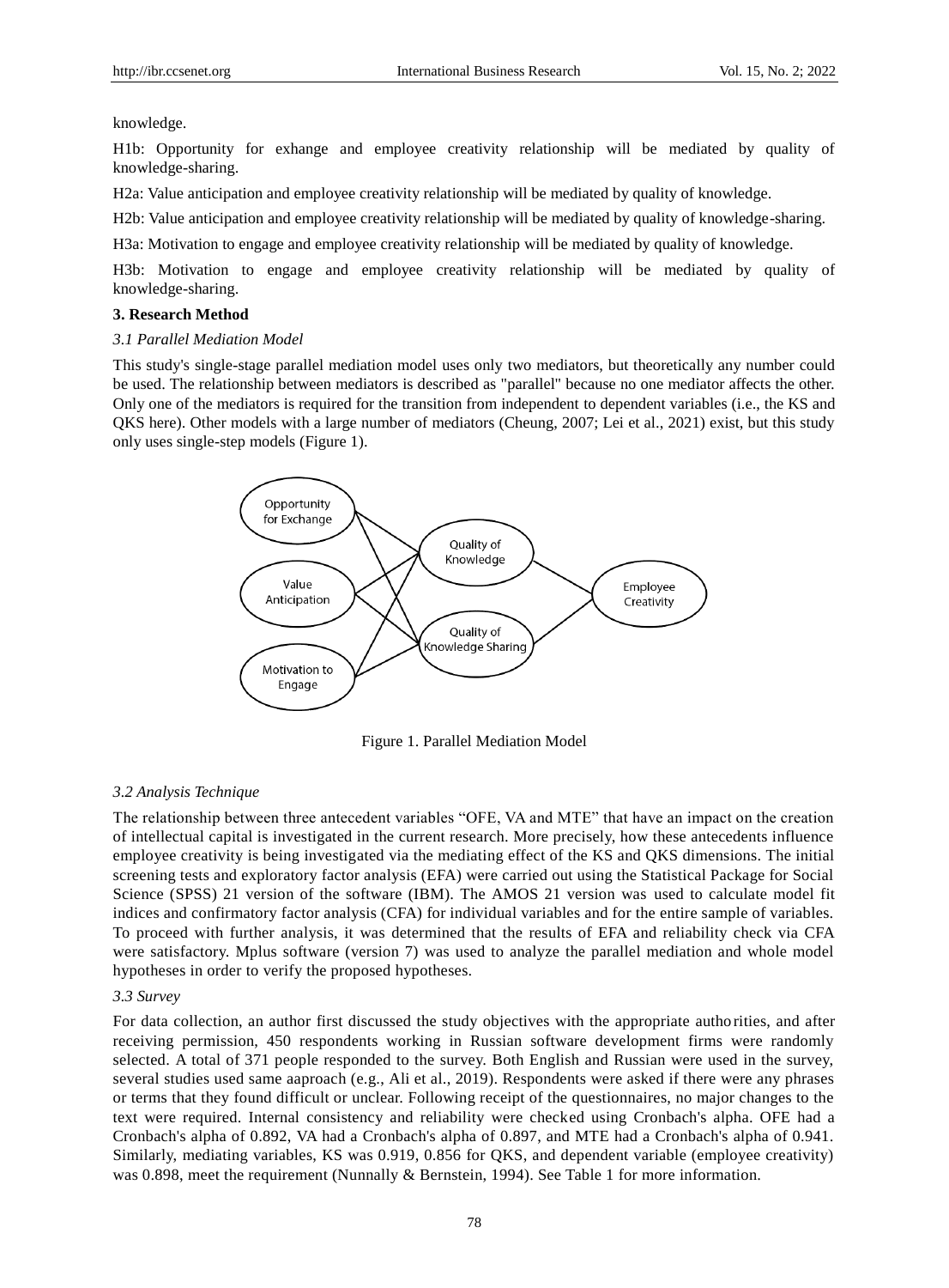knowledge.

H1b: Opportunity for exhange and employee creativity relationship will be mediated by quality of knowledge-sharing.

H2a: Value anticipation and employee creativity relationship will be mediated by quality of knowledge.

H2b: Value anticipation and employee creativity relationship will be mediated by quality of knowledge-sharing.

H3a: Motivation to engage and employee creativity relationship will be mediated by quality of knowledge.

H3b: Motivation to engage and employee creativity relationship will be mediated by quality of knowledge-sharing.

## 3. Research Method

### *3.1 Parallel Mediation Model*

This study's single-stage parallel mediation model uses only two mediators, but theoretically any number could be used. The relationship between mediators is described as "parallel" because no one mediator affects the other. Only one of the mediators is required for the transition from independent to dependent variables (i.e., the KS and QKS here). Other models with a large number of mediators (Cheung, 2007; Lei et al., 2021) exist, but this study only uses single-step models (Figure 1).

Opportunity for Exchange
Value Anticipation
Motivation to Engage
Quality of Knowledge
Quality of Knowledge Sharing
Employee Creativity

Figure 1. Parallel Mediation Model

### *3.2 Analysis Technique*

The relationship between three antecedent variables "OFE, VA and MTE" that have an impact on the creation of intellectual capital is investigated in the current research. More precisely, how these antecedents influence employee creativity is being investigated via the mediating effect of the KS and QKS dimensions. The initial screening tests and exploratory factor analysis (EFA) were carried out using the Statistical Package for Social Science (SPSS) 21 version of the software (IBM). The AMOS 21 version was used to calculate model fit indices and confirmatory factor analysis (CFA) for individual variables and for the entire sample of variables. To proceed with further analysis, it was determined that the results of EFA and reliability check via CFA were satisfactory. Mplus software (version 7) was used to analyze the parallel mediation and whole model hypotheses in order to verify the proposed hypotheses.

### *3.3 Survey*

For data collection, an author first discussed the study objectives with the appropriate authorities, and after receiving permission, 450 respondents working in Russian software development firms were randomly selected. A total of 371 people responded to the survey. Both English and Russian were used in the survey, several studies used same aaproach (e.g., Ali et al., 2019). Respondents were asked if there were any phrases or terms that they found difficult or unclear. Following receipt of the questionnaires, no major changes to the text were required. Internal consistency and reliability were checked using Cronbach's alpha. OFE had a Cronbach's alpha of 0.892, VA had a Cronbach's alpha of 0.897, and MTE had a Cronbach's alpha of 0.941. Similarly, mediating variables, KS was 0.919, 0.856 for QKS, and dependent variable (employee creativity) was 0.898, meet the requirement (Nunnally & Bernstein, 1994). See Table 1 for more information.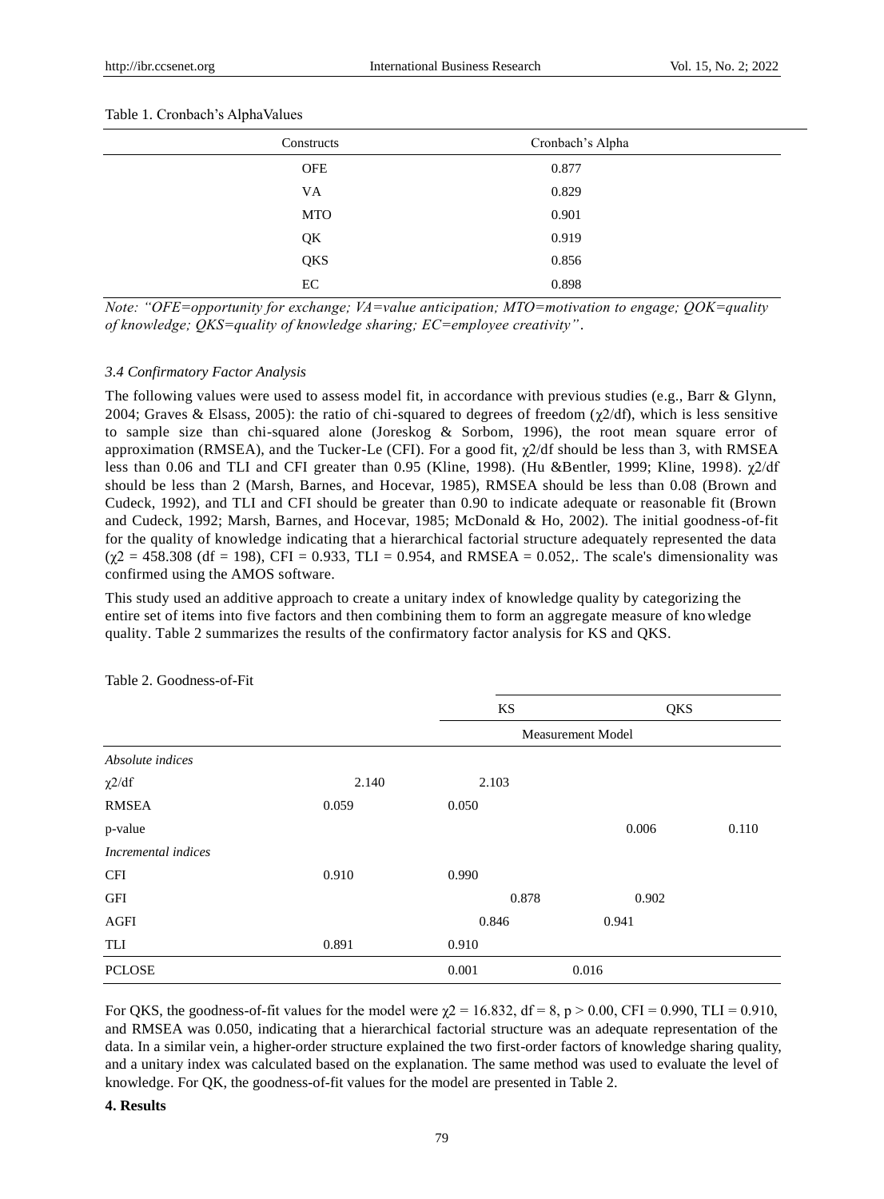Table 1. Cronbach's AlphaValues

| Constructs | Cronbach's Alpha |
|---|---|
| OFE | 0.877 |
| VA | 0.829 |
| MTO | 0.901 |
| QK | 0.919 |
| QKS | 0.856 |
| EC | 0.898 |

*Note: "OFE=opportunity for exchange; VA=value anticipation; MTO=motivation to engage; QOK=quality of knowledge; QKS=quality of knowledge sharing; EC=employee creativity".*

### *3.4 Confirmatory Factor Analysis*

The following values were used to assess model fit, in accordance with previous studies (e.g., Barr & Glynn, 2004; Graves & Elsass, 2005): the ratio of chi-squared to degrees of freedom ($\chi 2$/df), which is less sensitive to sample size than chi-squared alone (Joreskog & Sorbom, 1996), the root mean square error of approximation (RMSEA), and the Tucker-Le (CFI). For a good fit, $\chi 2$/df should be less than 3, with RMSEA less than 0.06 and TLI and CFI greater than 0.95 (Kline, 1998). (Hu &Bentler, 1999; Kline, 1998). $\chi 2$/df should be less than 2 (Marsh, Barnes, and Hocevar, 1985), RMSEA should be less than 0.08 (Brown and Cudeck, 1992), and TLI and CFI should be greater than 0.90 to indicate adequate or reasonable fit (Brown and Cudeck, 1992; Marsh, Barnes, and Hocevar, 1985; McDonald & Ho, 2002). The initial goodness-of-fit for the quality of knowledge indicating that a hierarchical factorial structure adequately represented the data ($\chi 2$ = 458.308 (df = 198), CFI = 0.933, TLI = 0.954, and RMSEA = 0.052,. The scale's dimensionality was confirmed using the AMOS software.

This study used an additive approach to create a unitary index of knowledge quality by categorizing the entire set of items into five factors and then combining them to form an aggregate measure of knowledge quality. Table 2 summarizes the results of the confirmatory factor analysis for KS and QKS.

Table 2. Goodness-of-Fit

| | | KS | QKS | |
|---|---|---|---|---|
| | | Measurement Model | | |
| *Absolute indices* | | | | |
| $\chi 2$/df | 2.140 | 2.103 | | |
| RMSEA | 0.059 | 0.050 | | |
| p-value | | | 0.006 | 0.110 |
| *Incremental indices* | | | | |
| CFI | 0.910 | 0.990 | | |
| GFI | | 0.878 | 0.902 | |
| AGFI | | 0.846 | 0.941 | |
| TLI | 0.891 | 0.910 | | |
| PCLOSE | | 0.001 | 0.016 | |

For QKS, the goodness-of-fit values for the model were $\chi 2$ = 16.832, df = 8, p > 0.00, CFI = 0.990, TLI = 0.910, and RMSEA was 0.050, indicating that a hierarchical factorial structure was an adequate representation of the data. In a similar vein, a higher-order structure explained the two first-order factors of knowledge sharing quality, and a unitary index was calculated based on the explanation. The same method was used to evaluate the level of knowledge. For QK, the goodness-of-fit values for the model are presented in Table 2.

## 4. Results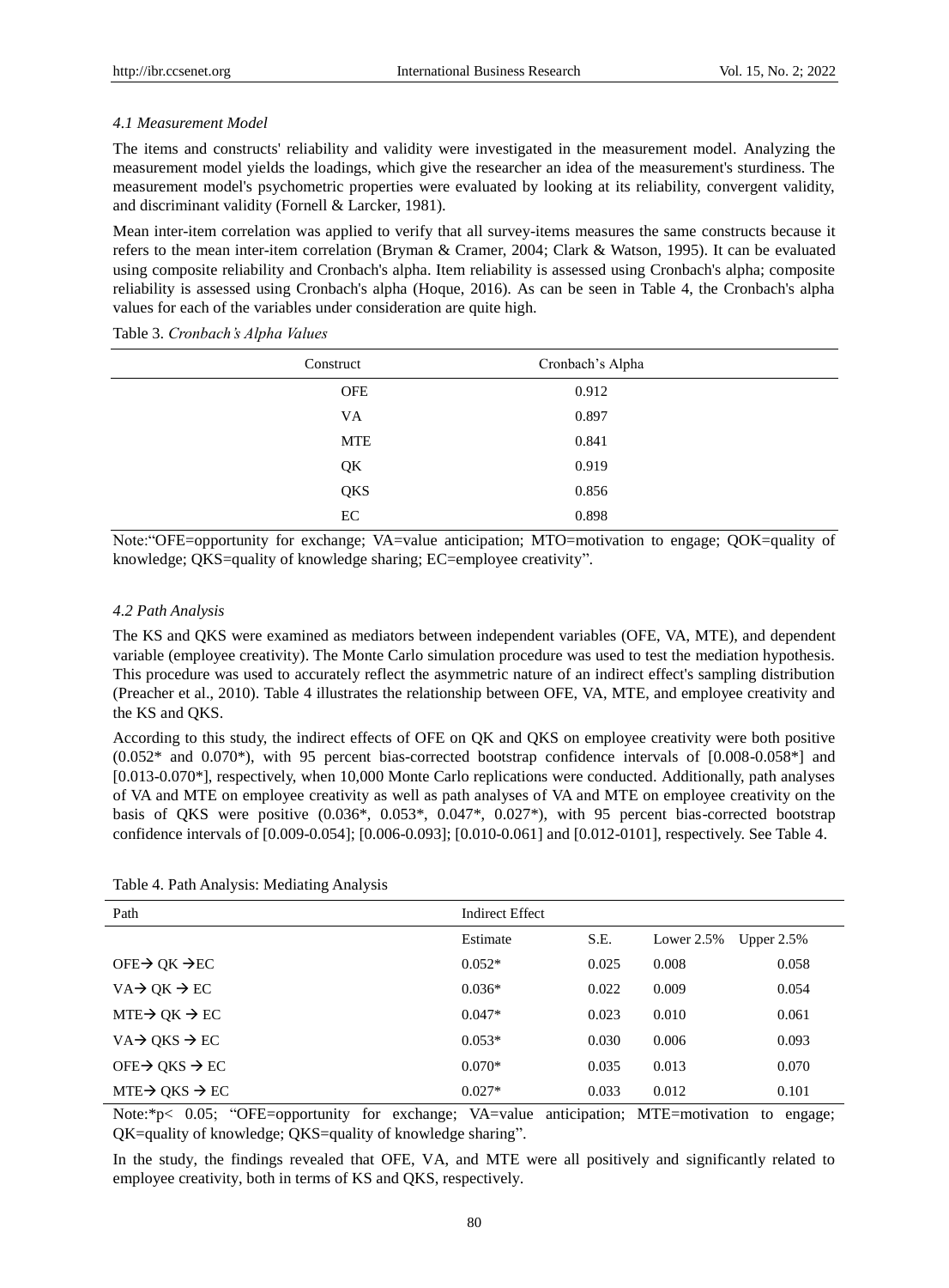### *4.1 Measurement Model*

The items and constructs' reliability and validity were investigated in the measurement model. Analyzing the measurement model yields the loadings, which give the researcher an idea of the measurement's sturdiness. The measurement model's psychometric properties were evaluated by looking at its reliability, convergent validity, and discriminant validity (Fornell & Larcker, 1981).

Mean inter-item correlation was applied to verify that all survey-items measures the same constructs because it refers to the mean inter-item correlation (Bryman & Cramer, 2004; Clark & Watson, 1995). It can be evaluated using composite reliability and Cronbach's alpha. Item reliability is assessed using Cronbach's alpha; composite reliability is assessed using Cronbach's alpha (Hoque, 2016). As can be seen in Table 4, the Cronbach's alpha values for each of the variables under consideration are quite high.

Table 3. *Cronbach's Alpha Values*

| Construct | Cronbach's Alpha |
|---|---|
| OFE | 0.912 |
| VA | 0.897 |
| MTE | 0.841 |
| QK | 0.919 |
| QKS | 0.856 |
| EC | 0.898 |

Note:"OFE=opportunity for exchange; VA=value anticipation; MTO=motivation to engage; QOK=quality of knowledge; QKS=quality of knowledge sharing; EC=employee creativity".

### *4.2 Path Analysis*

The KS and QKS were examined as mediators between independent variables (OFE, VA, MTE), and dependent variable (employee creativity). The Monte Carlo simulation procedure was used to test the mediation hypothesis. This procedure was used to accurately reflect the asymmetric nature of an indirect effect's sampling distribution (Preacher et al., 2010). Table 4 illustrates the relationship between OFE, VA, MTE, and employee creativity and the KS and QKS.

According to this study, the indirect effects of OFE on QK and QKS on employee creativity were both positive (0.052* and 0.070*), with 95 percent bias-corrected bootstrap confidence intervals of [0.008-0.058*] and [0.013-0.070*], respectively, when 10,000 Monte Carlo replications were conducted. Additionally, path analyses of VA and MTE on employee creativity as well as path analyses of VA and MTE on employee creativity on the basis of QKS were positive (0.036*, 0.053*, 0.047*, 0.027*), with 95 percent bias-corrected bootstrap confidence intervals of [0.009-0.054]; [0.006-0.093]; [0.010-0.061] and [0.012-0101], respectively. See Table 4.

Table 4. Path Analysis: Mediating Analysis

| Path | Indirect Effect | | | |
|---|---|---|---|---|
| | Estimate | S.E. | Lower 2.5% | Upper 2.5% |
| OFE→ QK →EC | 0.052* | 0.025 | 0.008 | 0.058 |
| VA→ QK → EC | 0.036* | 0.022 | 0.009 | 0.054 |
| MTE→ QK → EC | 0.047* | 0.023 | 0.010 | 0.061 |
| VA→ QKS → EC | 0.053* | 0.030 | 0.006 | 0.093 |
| OFE→ QKS → EC | 0.070* | 0.035 | 0.013 | 0.070 |
| MTE→ QKS → EC | 0.027* | 0.033 | 0.012 | 0.101 |

Note:*p< 0.05; "OFE=opportunity for exchange; VA=value anticipation; MTE=motivation to engage; QK=quality of knowledge; QKS=quality of knowledge sharing".

In the study, the findings revealed that OFE, VA, and MTE were all positively and significantly related to employee creativity, both in terms of KS and QKS, respectively.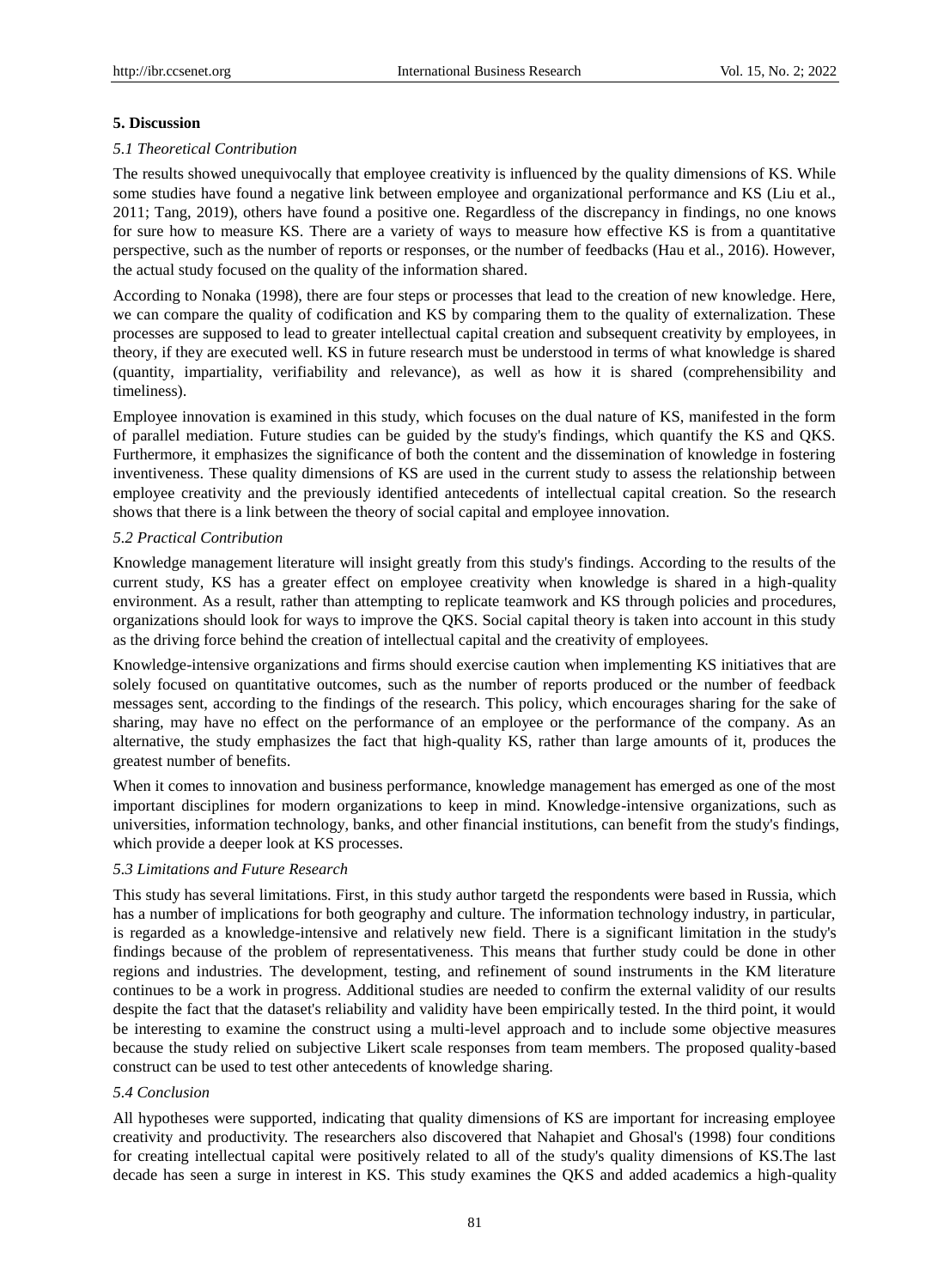## 5. Discussion

### *5.1 Theoretical Contribution*

The results showed unequivocally that employee creativity is influenced by the quality dimensions of KS. While some studies have found a negative link between employee and organizational performance and KS (Liu et al., 2011; Tang, 2019), others have found a positive one. Regardless of the discrepancy in findings, no one knows for sure how to measure KS. There are a variety of ways to measure how effective KS is from a quantitative perspective, such as the number of reports or responses, or the number of feedbacks (Hau et al., 2016). However, the actual study focused on the quality of the information shared.

According to Nonaka (1998), there are four steps or processes that lead to the creation of new knowledge. Here, we can compare the quality of codification and KS by comparing them to the quality of externalization. These processes are supposed to lead to greater intellectual capital creation and subsequent creativity by employees, in theory, if they are executed well. KS in future research must be understood in terms of what knowledge is shared (quantity, impartiality, verifiability and relevance), as well as how it is shared (comprehensibility and timeliness).

Employee innovation is examined in this study, which focuses on the dual nature of KS, manifested in the form of parallel mediation. Future studies can be guided by the study's findings, which quantify the KS and QKS. Furthermore, it emphasizes the significance of both the content and the dissemination of knowledge in fostering inventiveness. These quality dimensions of KS are used in the current study to assess the relationship between employee creativity and the previously identified antecedents of intellectual capital creation. So the research shows that there is a link between the theory of social capital and employee innovation.

### *5.2 Practical Contribution*

Knowledge management literature will insight greatly from this study's findings. According to the results of the current study, KS has a greater effect on employee creativity when knowledge is shared in a high-quality environment. As a result, rather than attempting to replicate teamwork and KS through policies and procedures, organizations should look for ways to improve the QKS. Social capital theory is taken into account in this study as the driving force behind the creation of intellectual capital and the creativity of employees.

Knowledge-intensive organizations and firms should exercise caution when implementing KS initiatives that are solely focused on quantitative outcomes, such as the number of reports produced or the number of feedback messages sent, according to the findings of the research. This policy, which encourages sharing for the sake of sharing, may have no effect on the performance of an employee or the performance of the company. As an alternative, the study emphasizes the fact that high-quality KS, rather than large amounts of it, produces the greatest number of benefits.

When it comes to innovation and business performance, knowledge management has emerged as one of the most important disciplines for modern organizations to keep in mind. Knowledge-intensive organizations, such as universities, information technology, banks, and other financial institutions, can benefit from the study's findings, which provide a deeper look at KS processes.

### *5.3 Limitations and Future Research*

This study has several limitations. First, in this study author targetd the respondents were based in Russia, which has a number of implications for both geography and culture. The information technology industry, in particular, is regarded as a knowledge-intensive and relatively new field. There is a significant limitation in the study's findings because of the problem of representativeness. This means that further study could be done in other regions and industries. The development, testing, and refinement of sound instruments in the KM literature continues to be a work in progress. Additional studies are needed to confirm the external validity of our results despite the fact that the dataset's reliability and validity have been empirically tested. In the third point, it would be interesting to examine the construct using a multi-level approach and to include some objective measures because the study relied on subjective Likert scale responses from team members. The proposed quality-based construct can be used to test other antecedents of knowledge sharing.

### *5.4 Conclusion*

All hypotheses were supported, indicating that quality dimensions of KS are important for increasing employee creativity and productivity. The researchers also discovered that Nahapiet and Ghosal's (1998) four conditions for creating intellectual capital were positively related to all of the study's quality dimensions of KS.The last decade has seen a surge in interest in KS. This study examines the QKS and added academics a high-quality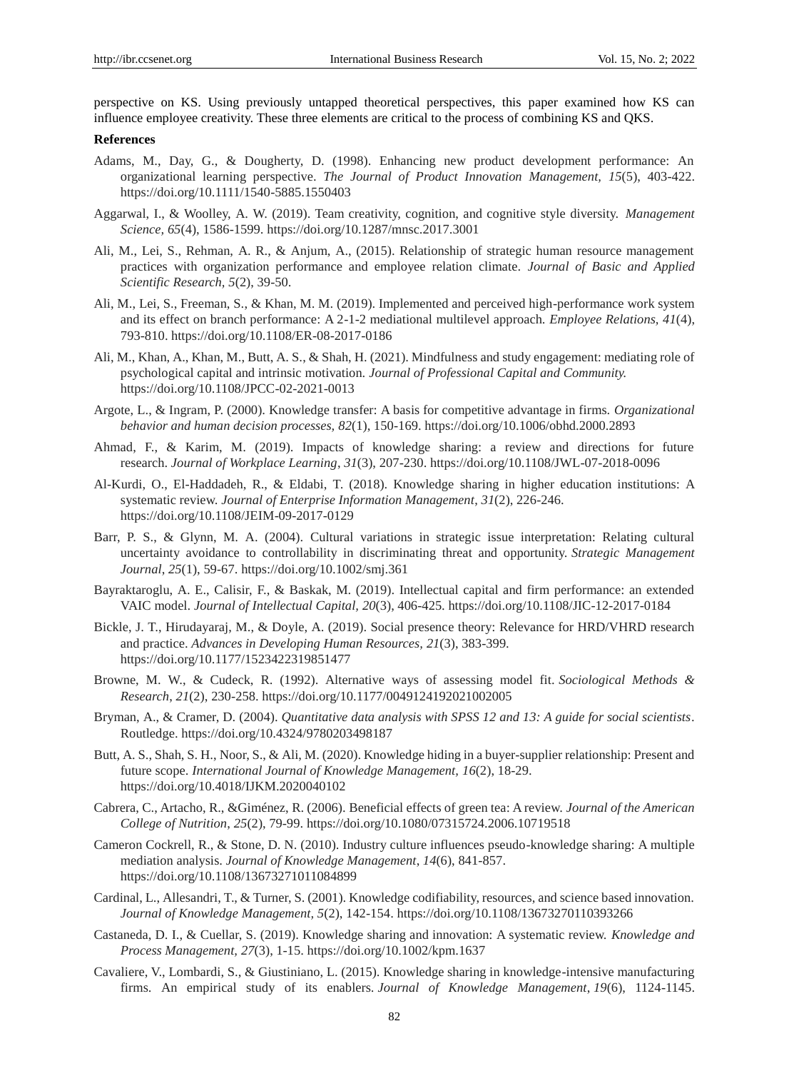perspective on KS. Using previously untapped theoretical perspectives, this paper examined how KS can influence employee creativity. These three elements are critical to the process of combining KS and QKS.

**References**

Adams, M., Day, G., & Dougherty, D. (1998). Enhancing new product development performance: An organizational learning perspective. *The Journal of Product Innovation Management, 15*(5), 403-422. https://doi.org/10.1111/1540-5885.1550403

Aggarwal, I., & Woolley, A. W. (2019). Team creativity, cognition, and cognitive style diversity. *Management Science, 65*(4), 1586-1599. https://doi.org/10.1287/mnsc.2017.3001

Ali, M., Lei, S., Rehman, A. R., & Anjum, A., (2015). Relationship of strategic human resource management practices with organization performance and employee relation climate. *Journal of Basic and Applied Scientific Research, 5*(2), 39-50.

Ali, M., Lei, S., Freeman, S., & Khan, M. M. (2019). Implemented and perceived high-performance work system and its effect on branch performance: A 2-1-2 mediational multilevel approach. *Employee Relations, 41*(4), 793-810. https://doi.org/10.1108/ER-08-2017-0186

Ali, M., Khan, A., Khan, M., Butt, A. S., & Shah, H. (2021). Mindfulness and study engagement: mediating role of psychological capital and intrinsic motivation. *Journal of Professional Capital and Community.* https://doi.org/10.1108/JPCC-02-2021-0013

Argote, L., & Ingram, P. (2000). Knowledge transfer: A basis for competitive advantage in firms. *Organizational behavior and human decision processes, 82*(1), 150-169. https://doi.org/10.1006/obhd.2000.2893

Ahmad, F., & Karim, M. (2019). Impacts of knowledge sharing: a review and directions for future research. *Journal of Workplace Learning, 31*(3), 207-230. https://doi.org/10.1108/JWL-07-2018-0096

Al-Kurdi, O., El-Haddadeh, R., & Eldabi, T. (2018). Knowledge sharing in higher education institutions: A systematic review. *Journal of Enterprise Information Management, 31*(2), 226-246. https://doi.org/10.1108/JEIM-09-2017-0129

Barr, P. S., & Glynn, M. A. (2004). Cultural variations in strategic issue interpretation: Relating cultural uncertainty avoidance to controllability in discriminating threat and opportunity. *Strategic Management Journal, 25*(1), 59-67. https://doi.org/10.1002/smj.361

Bayraktaroglu, A. E., Calisir, F., & Baskak, M. (2019). Intellectual capital and firm performance: an extended VAIC model. *Journal of Intellectual Capital, 20*(3), 406-425. https://doi.org/10.1108/JIC-12-2017-0184

Bickle, J. T., Hirudayaraj, M., & Doyle, A. (2019). Social presence theory: Relevance for HRD/VHRD research and practice. *Advances in Developing Human Resources, 21*(3), 383-399. https://doi.org/10.1177/1523422319851477

Browne, M. W., & Cudeck, R. (1992). Alternative ways of assessing model fit. *Sociological Methods & Research, 21*(2), 230-258. https://doi.org/10.1177/0049124192021002005

Bryman, A., & Cramer, D. (2004). *Quantitative data analysis with SPSS 12 and 13: A guide for social scientists*. Routledge. https://doi.org/10.4324/9780203498187

Butt, A. S., Shah, S. H., Noor, S., & Ali, M. (2020). Knowledge hiding in a buyer-supplier relationship: Present and future scope. *International Journal of Knowledge Management, 16*(2), 18-29. https://doi.org/10.4018/IJKM.2020040102

Cabrera, C., Artacho, R., &Giménez, R. (2006). Beneficial effects of green tea: A review. *Journal of the American College of Nutrition, 25*(2), 79-99. https://doi.org/10.1080/07315724.2006.10719518

Cameron Cockrell, R., & Stone, D. N. (2010). Industry culture influences pseudo-knowledge sharing: A multiple mediation analysis. *Journal of Knowledge Management, 14*(6), 841-857. https://doi.org/10.1108/13673271011084899

Cardinal, L., Allesandri, T., & Turner, S. (2001). Knowledge codifiability, resources, and science based innovation. *Journal of Knowledge Management, 5*(2), 142-154. https://doi.org/10.1108/13673270110393266

Castaneda, D. I., & Cuellar, S. (2019). Knowledge sharing and innovation: A systematic review. *Knowledge and Process Management, 27*(3), 1-15. https://doi.org/10.1002/kpm.1637

Cavaliere, V., Lombardi, S., & Giustiniano, L. (2015). Knowledge sharing in knowledge-intensive manufacturing firms. An empirical study of its enablers. *Journal of Knowledge Management, 19*(6), 1124-1145.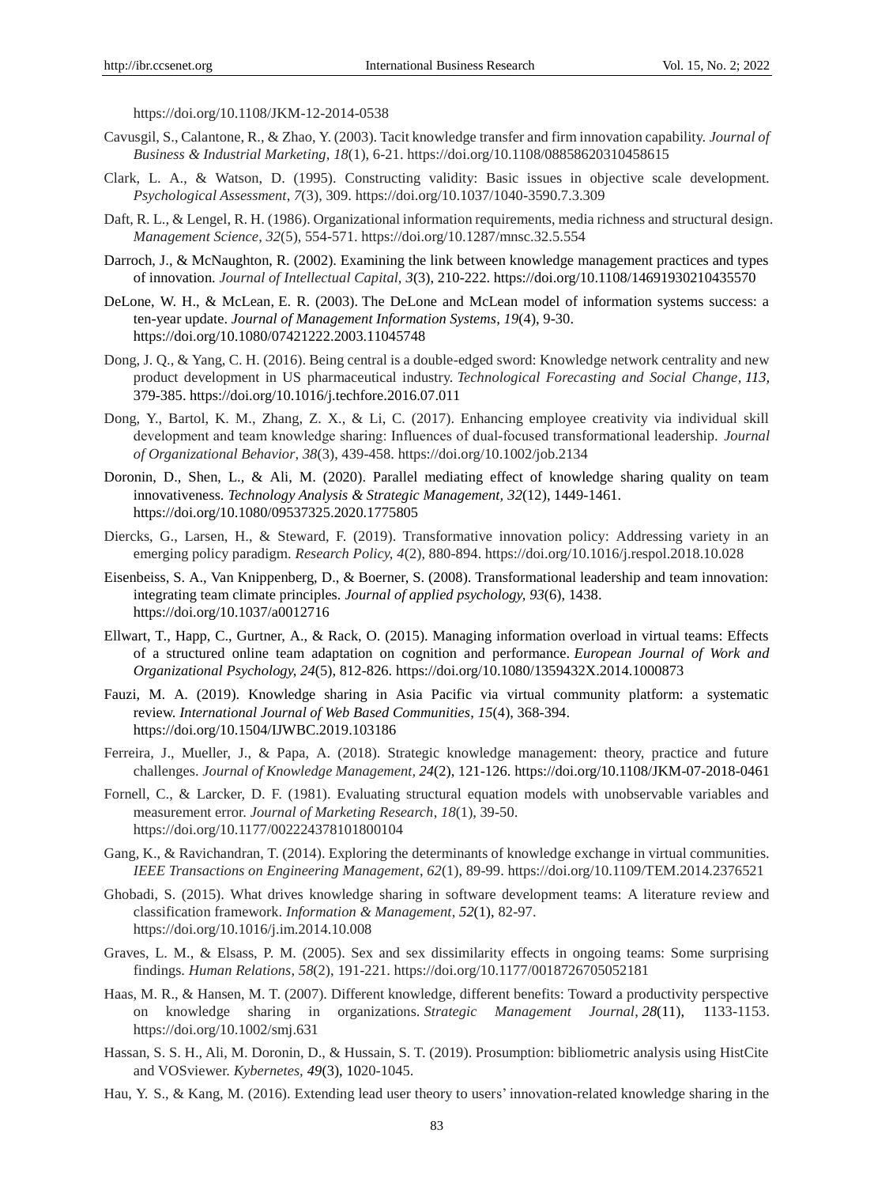https://doi.org/10.1108/JKM-12-2014-0538

Cavusgil, S., Calantone, R., & Zhao, Y. (2003). Tacit knowledge transfer and firm innovation capability. *Journal of Business & Industrial Marketing, 18*(1), 6-21. https://doi.org/10.1108/08858620310458615

Clark, L. A., & Watson, D. (1995). Constructing validity: Basic issues in objective scale development. *Psychological Assessment*, *7*(3), 309. https://doi.org/10.1037/1040-3590.7.3.309

Daft, R. L., & Lengel, R. H. (1986). Organizational information requirements, media richness and structural design. *Management Science*, *32*(5), 554-571. https://doi.org/10.1287/mnsc.32.5.554

Darroch, J., & McNaughton, R. (2002). Examining the link between knowledge management practices and types of innovation. *Journal of Intellectual Capital, 3*(3), 210-222. https://doi.org/10.1108/14691930210435570

DeLone, W. H., & McLean, E. R. (2003). The DeLone and McLean model of information systems success: a ten-year update. *Journal of Management Information Systems, 19*(4), 9-30. https://doi.org/10.1080/07421222.2003.11045748

Dong, J. Q., & Yang, C. H. (2016). Being central is a double-edged sword: Knowledge network centrality and new product development in US pharmaceutical industry. *Technological Forecasting and Social Change*, *113*, 379-385. https://doi.org/10.1016/j.techfore.2016.07.011

Dong, Y., Bartol, K. M., Zhang, Z. X., & Li, C. (2017). Enhancing employee creativity via individual skill development and team knowledge sharing: Influences of dual-focused transformational leadership. *Journal of Organizational Behavior, 38*(3), 439-458. https://doi.org/10.1002/job.2134

Doronin, D., Shen, L., & Ali, M. (2020). Parallel mediating effect of knowledge sharing quality on team innovativeness. *Technology Analysis & Strategic Management, 32*(12), 1449-1461. https://doi.org/10.1080/09537325.2020.1775805

Diercks, G., Larsen, H., & Steward, F. (2019). Transformative innovation policy: Addressing variety in an emerging policy paradigm. *Research Policy, 4*(2), 880-894. https://doi.org/10.1016/j.respol.2018.10.028

Eisenbeiss, S. A., Van Knippenberg, D., & Boerner, S. (2008). Transformational leadership and team innovation: integrating team climate principles. *Journal of applied psychology, 93*(6), 1438. https://doi.org/10.1037/a0012716

Ellwart, T., Happ, C., Gurtner, A., & Rack, O. (2015). Managing information overload in virtual teams: Effects of a structured online team adaptation on cognition and performance. *European Journal of Work and Organizational Psychology, 24*(5), 812-826. https://doi.org/10.1080/1359432X.2014.1000873

Fauzi, M. A. (2019). Knowledge sharing in Asia Pacific via virtual community platform: a systematic review. *International Journal of Web Based Communities*, *15*(4), 368-394. https://doi.org/10.1504/IJWBC.2019.103186

Ferreira, J., Mueller, J., & Papa, A. (2018). Strategic knowledge management: theory, practice and future challenges. *Journal of Knowledge Management, 24*(2), 121-126. https://doi.org/10.1108/JKM-07-2018-0461

Fornell, C., & Larcker, D. F. (1981). Evaluating structural equation models with unobservable variables and measurement error. *Journal of Marketing Research*, *18*(1), 39-50. https://doi.org/10.1177/002224378101800104

Gang, K., & Ravichandran, T. (2014). Exploring the determinants of knowledge exchange in virtual communities. *IEEE Transactions on Engineering Management*, *62*(1), 89-99. https://doi.org/10.1109/TEM.2014.2376521

Ghobadi, S. (2015). What drives knowledge sharing in software development teams: A literature review and classification framework. *Information & Management*, *52*(1), 82-97. https://doi.org/10.1016/j.im.2014.10.008

Graves, L. M., & Elsass, P. M. (2005). Sex and sex dissimilarity effects in ongoing teams: Some surprising findings. *Human Relations*, *58*(2), 191-221. https://doi.org/10.1177/0018726705052181

Haas, M. R., & Hansen, M. T. (2007). Different knowledge, different benefits: Toward a productivity perspective on knowledge sharing in organizations. *Strategic Management Journal*, *28*(11), 1133-1153. https://doi.org/10.1002/smj.631

Hassan, S. S. H., Ali, M. Doronin, D., & Hussain, S. T. (2019). Prosumption: bibliometric analysis using HistCite and VOSviewer. *Kybernetes, 49*(3), 1020-1045.

Hau, Y. S., & Kang, M. (2016). Extending lead user theory to users' innovation-related knowledge sharing in the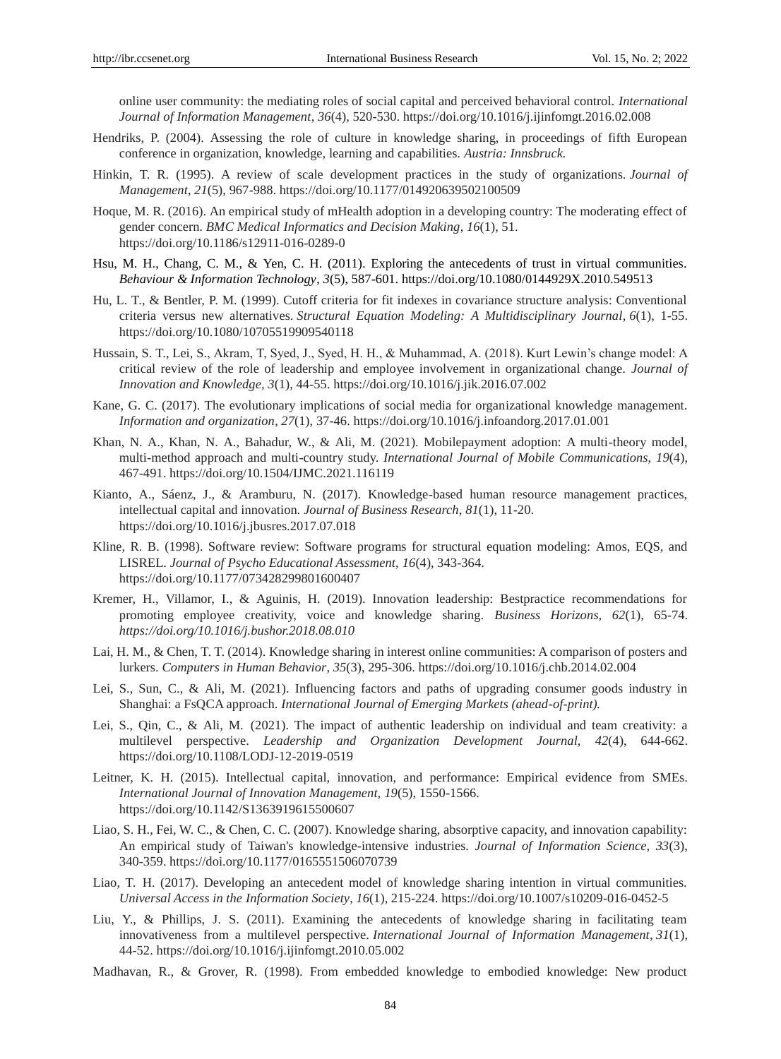online user community: the mediating roles of social capital and perceived behavioral control. *International Journal of Information Management*, *36*(4), 520-530. https://doi.org/10.1016/j.ijinfomgt.2016.02.008

Hendriks, P. (2004). Assessing the role of culture in knowledge sharing, in proceedings of fifth European conference in organization, knowledge, learning and capabilities. *Austria: Innsbruck.*

Hinkin, T. R. (1995). A review of scale development practices in the study of organizations. *Journal of Management*, *21*(5), 967-988. https://doi.org/10.1177/014920639502100509

Hoque, M. R. (2016). An empirical study of mHealth adoption in a developing country: The moderating effect of gender concern. *BMC Medical Informatics and Decision Making*, *16*(1), 51. https://doi.org/10.1186/s12911-016-0289-0

Hsu, M. H., Chang, C. M., & Yen, C. H. (2011). Exploring the antecedents of trust in virtual communities. *Behaviour & Information Technology*, *3*(5), 587-601. https://doi.org/10.1080/0144929X.2010.549513

Hu, L. T., & Bentler, P. M. (1999). Cutoff criteria for fit indexes in covariance structure analysis: Conventional criteria versus new alternatives. *Structural Equation Modeling: A Multidisciplinary Journal*, *6*(1), 1-55. https://doi.org/10.1080/10705519909540118

Hussain, S. T., Lei, S., Akram, T, Syed, J., Syed, H. H., & Muhammad, A. (2018). Kurt Lewin's change model: A critical review of the role of leadership and employee involvement in organizational change. *Journal of Innovation and Knowledge, 3*(1), 44-55. https://doi.org/10.1016/j.jik.2016.07.002

Kane, G. C. (2017). The evolutionary implications of social media for organizational knowledge management. *Information and organization*, *27*(1), 37-46. https://doi.org/10.1016/j.infoandorg.2017.01.001

Khan, N. A., Khan, N. A., Bahadur, W., & Ali, M. (2021). Mobilepayment adoption: A multi-theory model, multi-method approach and multi-country study. *International Journal of Mobile Communications, 19*(4), 467-491. https://doi.org/10.1504/IJMC.2021.116119

Kianto, A., Sáenz, J., & Aramburu, N. (2017). Knowledge-based human resource management practices, intellectual capital and innovation. *Journal of Business Research*, *81*(1), 11-20. https://doi.org/10.1016/j.jbusres.2017.07.018

Kline, R. B. (1998). Software review: Software programs for structural equation modeling: Amos, EQS, and LISREL. *Journal of Psycho Educational Assessment, 16*(4), 343-364. https://doi.org/10.1177/073428299801600407

Kremer, H., Villamor, I., & Aguinis, H. (2019). Innovation leadership: Bestpractice recommendations for promoting employee creativity, voice and knowledge sharing. *Business Horizons, 62*(1), 65-74. *https://doi.org/10.1016/j.bushor.2018.08.010*

Lai, H. M., & Chen, T. T. (2014). Knowledge sharing in interest online communities: A comparison of posters and lurkers. *Computers in Human Behavior*, *35*(3), 295-306. https://doi.org/10.1016/j.chb.2014.02.004

Lei, S., Sun, C., & Ali, M. (2021). Influencing factors and paths of upgrading consumer goods industry in Shanghai: a FsQCA approach. *International Journal of Emerging Markets (ahead-of-print).*

Lei, S., Qin, C., & Ali, M. (2021). The impact of authentic leadership on individual and team creativity: a multilevel perspective. *Leadership and Organization Development Journal, 42*(4), 644-662. https://doi.org/10.1108/LODJ-12-2019-0519

Leitner, K. H. (2015). Intellectual capital, innovation, and performance: Empirical evidence from SMEs. *International Journal of Innovation Management, 19*(5), 1550-1566. https://doi.org/10.1142/S1363919615500607

Liao, S. H., Fei, W. C., & Chen, C. C. (2007). Knowledge sharing, absorptive capacity, and innovation capability: An empirical study of Taiwan's knowledge-intensive industries. *Journal of Information Science, 33*(3), 340-359. https://doi.org/10.1177/0165551506070739

Liao, T. H. (2017). Developing an antecedent model of knowledge sharing intention in virtual communities. *Universal Access in the Information Society*, *16*(1), 215-224. https://doi.org/10.1007/s10209-016-0452-5

Liu, Y., & Phillips, J. S. (2011). Examining the antecedents of knowledge sharing in facilitating team innovativeness from a multilevel perspective. *International Journal of Information Management*, *31*(1), 44-52. https://doi.org/10.1016/j.ijinfomgt.2010.05.002

Madhavan, R., & Grover, R. (1998). From embedded knowledge to embodied knowledge: New product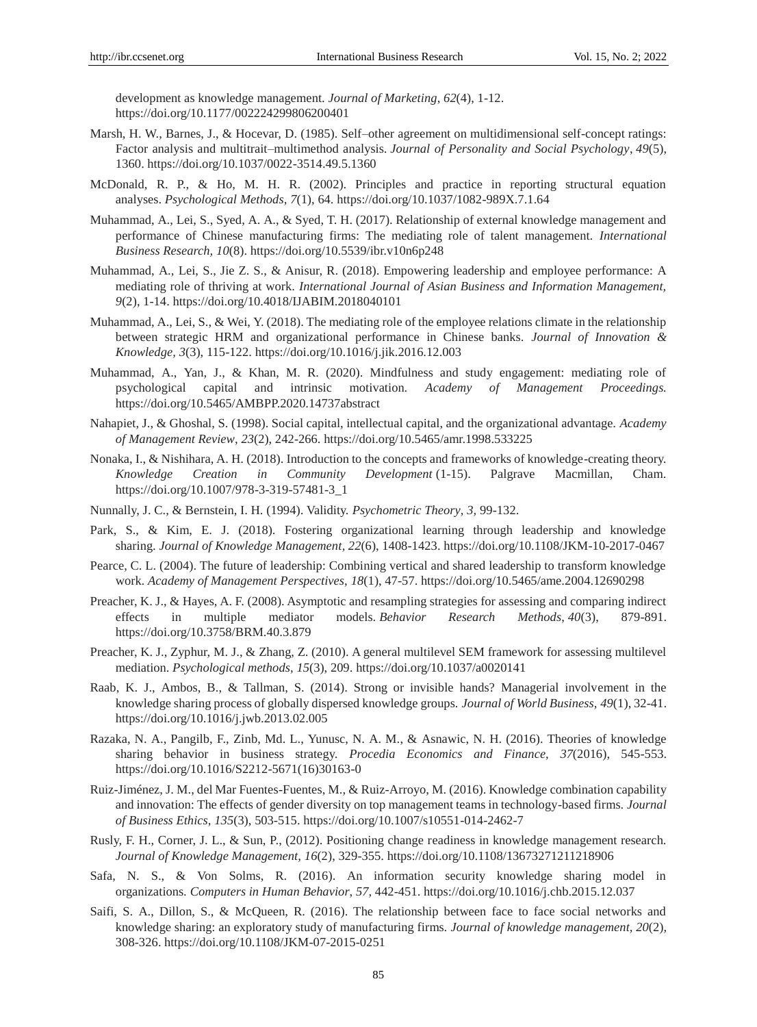development as knowledge management. *Journal of Marketing*, *62*(4), 1-12. https://doi.org/10.1177/002224299806200401

Marsh, H. W., Barnes, J., & Hocevar, D. (1985). Self–other agreement on multidimensional self-concept ratings: Factor analysis and multitrait–multimethod analysis. *Journal of Personality and Social Psychology*, *49*(5), 1360. https://doi.org/10.1037/0022-3514.49.5.1360

McDonald, R. P., & Ho, M. H. R. (2002). Principles and practice in reporting structural equation analyses. *Psychological Methods*, *7*(1), 64. https://doi.org/10.1037/1082-989X.7.1.64

Muhammad, A., Lei, S., Syed, A. A., & Syed, T. H. (2017). Relationship of external knowledge management and performance of Chinese manufacturing firms: The mediating role of talent management. *International Business Research, 10*(8). https://doi.org/10.5539/ibr.v10n6p248

Muhammad, A., Lei, S., Jie Z. S., & Anisur, R. (2018). Empowering leadership and employee performance: A mediating role of thriving at work. *International Journal of Asian Business and Information Management, 9*(2), 1-14. https://doi.org/10.4018/IJABIM.2018040101

Muhammad, A., Lei, S., & Wei, Y. (2018). The mediating role of the employee relations climate in the relationship between strategic HRM and organizational performance in Chinese banks. *Journal of Innovation & Knowledge, 3*(3), 115-122. https://doi.org/10.1016/j.jik.2016.12.003

Muhammad, A., Yan, J., & Khan, M. R. (2020). Mindfulness and study engagement: mediating role of psychological capital and intrinsic motivation. *Academy of Management Proceedings.* https://doi.org/10.5465/AMBPP.2020.14737abstract

Nahapiet, J., & Ghoshal, S. (1998). Social capital, intellectual capital, and the organizational advantage. *Academy of Management Review*, *23*(2), 242-266. https://doi.org/10.5465/amr.1998.533225

Nonaka, I., & Nishihara, A. H. (2018). Introduction to the concepts and frameworks of knowledge-creating theory. *Knowledge Creation in Community Development* (1-15). Palgrave Macmillan, Cham. https://doi.org/10.1007/978-3-319-57481-3_1

Nunnally, J. C., & Bernstein, I. H. (1994). Validity. *Psychometric Theory*, *3,* 99-132.

Park, S., & Kim, E. J. (2018). Fostering organizational learning through leadership and knowledge sharing. *Journal of Knowledge Management, 22*(6), 1408-1423. https://doi.org/10.1108/JKM-10-2017-0467

Pearce, C. L. (2004). The future of leadership: Combining vertical and shared leadership to transform knowledge work. *Academy of Management Perspectives, 18*(1), 47-57. https://doi.org/10.5465/ame.2004.12690298

Preacher, K. J., & Hayes, A. F. (2008). Asymptotic and resampling strategies for assessing and comparing indirect effects in multiple mediator models. *Behavior Research Methods*, *40*(3), 879-891. https://doi.org/10.3758/BRM.40.3.879

Preacher, K. J., Zyphur, M. J., & Zhang, Z. (2010). A general multilevel SEM framework for assessing multilevel mediation. *Psychological methods*, *15*(3), 209. https://doi.org/10.1037/a0020141

Raab, K. J., Ambos, B., & Tallman, S. (2014). Strong or invisible hands? Managerial involvement in the knowledge sharing process of globally dispersed knowledge groups. *Journal of World Business*, *49*(1), 32-41. https://doi.org/10.1016/j.jwb.2013.02.005

Razaka, N. A., Pangilb, F., Zinb, Md. L., Yunusc, N. A. M., & Asnawic, N. H. (2016). Theories of knowledge sharing behavior in business strategy. *Procedia Economics and Finance*, *37*(2016), 545-553. https://doi.org/10.1016/S2212-5671(16)30163-0

Ruiz-Jiménez, J. M., del Mar Fuentes-Fuentes, M., & Ruiz-Arroyo, M. (2016). Knowledge combination capability and innovation: The effects of gender diversity on top management teams in technology-based firms. *Journal of Business Ethics*, *135*(3), 503-515. https://doi.org/10.1007/s10551-014-2462-7

Rusly, F. H., Corner, J. L., & Sun, P., (2012). Positioning change readiness in knowledge management research. *Journal of Knowledge Management, 16*(2), 329-355. https://doi.org/10.1108/13673271211218906

Safa, N. S., & Von Solms, R. (2016). An information security knowledge sharing model in organizations. *Computers in Human Behavior*, *57,* 442-451. https://doi.org/10.1016/j.chb.2015.12.037

Saifi, S. A., Dillon, S., & McQueen, R. (2016). The relationship between face to face social networks and knowledge sharing: an exploratory study of manufacturing firms. *Journal of knowledge management*, *20*(2), 308-326. https://doi.org/10.1108/JKM-07-2015-0251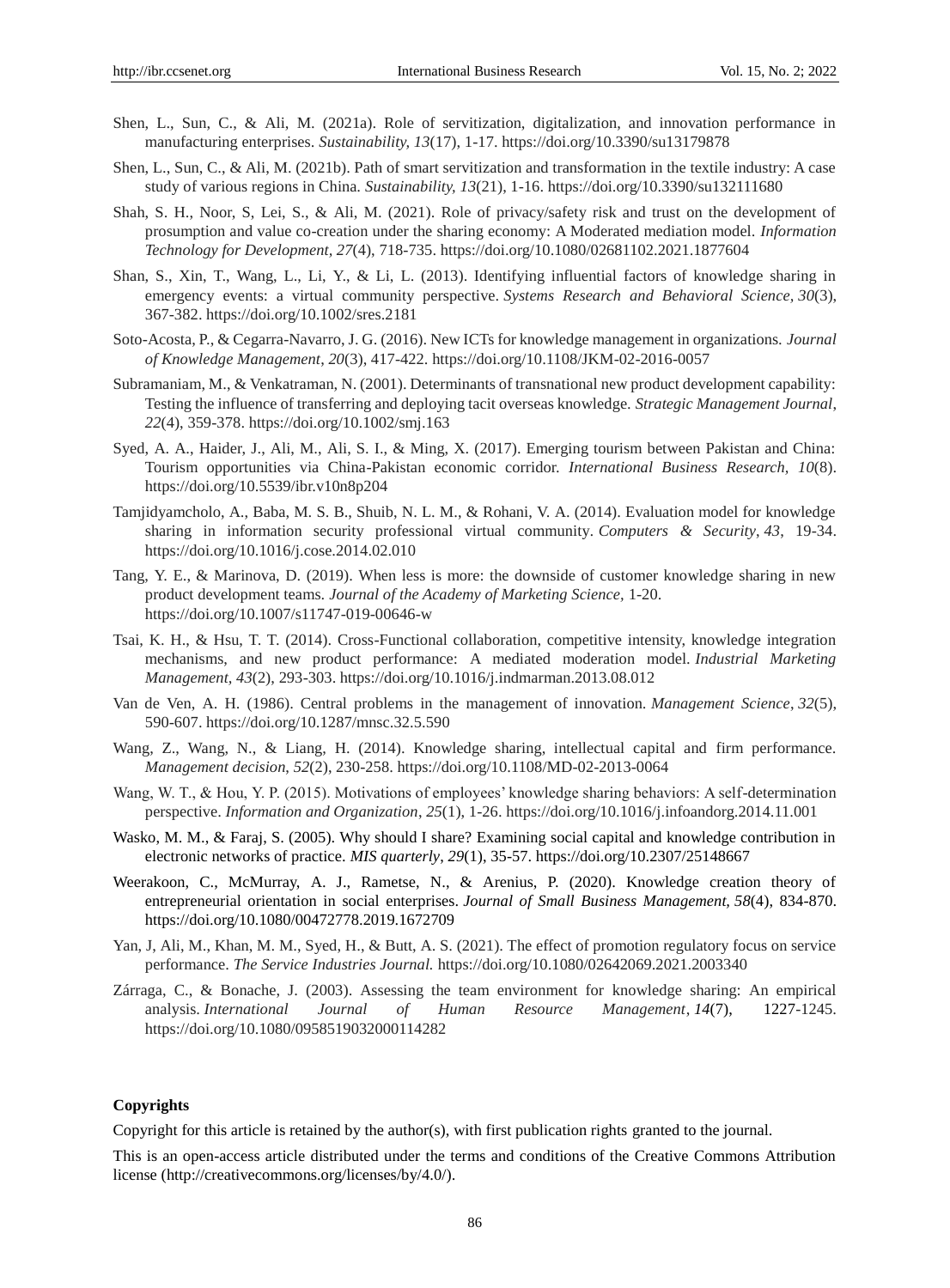Shen, L., Sun, C., & Ali, M. (2021a). Role of servitization, digitalization, and innovation performance in manufacturing enterprises. *Sustainability, 13*(17), 1-17. https://doi.org/10.3390/su13179878

Shen, L., Sun, C., & Ali, M. (2021b). Path of smart servitization and transformation in the textile industry: A case study of various regions in China. *Sustainability, 13*(21), 1-16. https://doi.org/10.3390/su132111680

Shah, S. H., Noor, S, Lei, S., & Ali, M. (2021). Role of privacy/safety risk and trust on the development of prosumption and value co-creation under the sharing economy: A Moderated mediation model. *Information Technology for Development, 27*(4), 718-735. https://doi.org/10.1080/02681102.2021.1877604

Shan, S., Xin, T., Wang, L., Li, Y., & Li, L. (2013). Identifying influential factors of knowledge sharing in emergency events: a virtual community perspective. *Systems Research and Behavioral Science*, *30*(3), 367-382. https://doi.org/10.1002/sres.2181

Soto-Acosta, P., & Cegarra-Navarro, J. G. (2016). New ICTs for knowledge management in organizations. *Journal of Knowledge Management*, *20*(3), 417-422. https://doi.org/10.1108/JKM-02-2016-0057

Subramaniam, M., & Venkatraman, N. (2001). Determinants of transnational new product development capability: Testing the influence of transferring and deploying tacit overseas knowledge. *Strategic Management Journal, 22*(4), 359-378. https://doi.org/10.1002/smj.163

Syed, A. A., Haider, J., Ali, M., Ali, S. I., & Ming, X. (2017). Emerging tourism between Pakistan and China: Tourism opportunities via China-Pakistan economic corridor. *International Business Research, 10*(8). https://doi.org/10.5539/ibr.v10n8p204

Tamjidyamcholo, A., Baba, M. S. B., Shuib, N. L. M., & Rohani, V. A. (2014). Evaluation model for knowledge sharing in information security professional virtual community. *Computers & Security*, *43*, 19-34. https://doi.org/10.1016/j.cose.2014.02.010

Tang, Y. E., & Marinova, D. (2019). When less is more: the downside of customer knowledge sharing in new product development teams. *Journal of the Academy of Marketing Science*, 1-20. https://doi.org/10.1007/s11747-019-00646-w

Tsai, K. H., & Hsu, T. T. (2014). Cross-Functional collaboration, competitive intensity, knowledge integration mechanisms, and new product performance: A mediated moderation model. *Industrial Marketing Management*, *43*(2), 293-303. https://doi.org/10.1016/j.indmarman.2013.08.012

Van de Ven, A. H. (1986). Central problems in the management of innovation. *Management Science*, *32*(5), 590-607. https://doi.org/10.1287/mnsc.32.5.590

Wang, Z., Wang, N., & Liang, H. (2014). Knowledge sharing, intellectual capital and firm performance. *Management decision*, *52*(2), 230-258. https://doi.org/10.1108/MD-02-2013-0064

Wang, W. T., & Hou, Y. P. (2015). Motivations of employees' knowledge sharing behaviors: A self-determination perspective. *Information and Organization*, *25*(1), 1-26. https://doi.org/10.1016/j.infoandorg.2014.11.001

Wasko, M. M., & Faraj, S. (2005). Why should I share? Examining social capital and knowledge contribution in electronic networks of practice. *MIS quarterly*, *29*(1), 35-57. https://doi.org/10.2307/25148667

Weerakoon, C., McMurray, A. J., Rametse, N., & Arenius, P. (2020). Knowledge creation theory of entrepreneurial orientation in social enterprises. *Journal of Small Business Management, 58*(4), 834-870. https://doi.org/10.1080/00472778.2019.1672709

Yan, J, Ali, M., Khan, M. M., Syed, H., & Butt, A. S. (2021). The effect of promotion regulatory focus on service performance. *The Service Industries Journal.* https://doi.org/10.1080/02642069.2021.2003340

Zárraga, C., & Bonache, J. (2003). Assessing the team environment for knowledge sharing: An empirical analysis. *International Journal of Human Resource Management*, *14*(7), 1227-1245. https://doi.org/10.1080/0958519032000114282

**Copyrights**

Copyright for this article is retained by the author(s), with first publication rights granted to the journal.

This is an open-access article distributed under the terms and conditions of the Creative Commons Attribution license (http://creativecommons.org/licenses/by/4.0/).